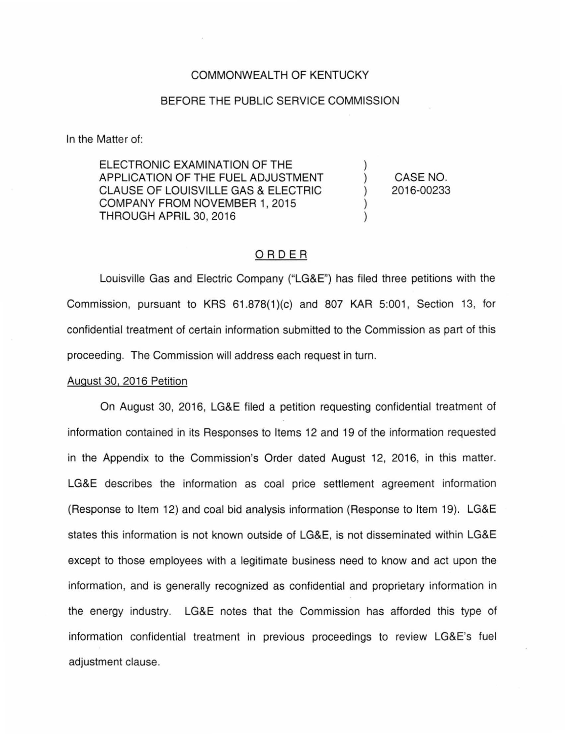COMMONWEALTH OF KENTUCKY

BEFORE THE PUBLIC SERVICE COMMISSION

In the Matter of:

| | | |
|---|---|---|
| ELECTRONIC EXAMINATION OF THE APPLICATION OF THE FUEL ADJUSTMENT CLAUSE OF LOUISVILLE GAS & ELECTRIC COMPANY FROM NOVEMBER 1, 2015 THROUGH APRIL 30, 2016 | ) ) ) ) ) | CASE NO. 2016-00233 |

## ORDER

Louisville Gas and Electric Company ("LG&E") has filed three petitions with the Commission, pursuant to KRS 61.878(1)(c) and 807 KAR 5:001, Section 13, for confidential treatment of certain information submitted to the Commission as part of this proceeding. The Commission will address each request in turn.

### August 30, 2016 Petition

On August 30, 2016, LG&E filed a petition requesting confidential treatment of information contained in its Responses to Items 12 and 19 of the information requested in the Appendix to the Commission's Order dated August 12, 2016, in this matter. LG&E describes the information as coal price settlement agreement information (Response to Item 12) and coal bid analysis information (Response to Item 19). LG&E states this information is not known outside of LG&E, is not disseminated within LG&E except to those employees with a legitimate business need to know and act upon the information, and is generally recognized as confidential and proprietary information in the energy industry. LG&E notes that the Commission has afforded this type of information confidential treatment in previous proceedings to review LG&E's fuel adjustment clause.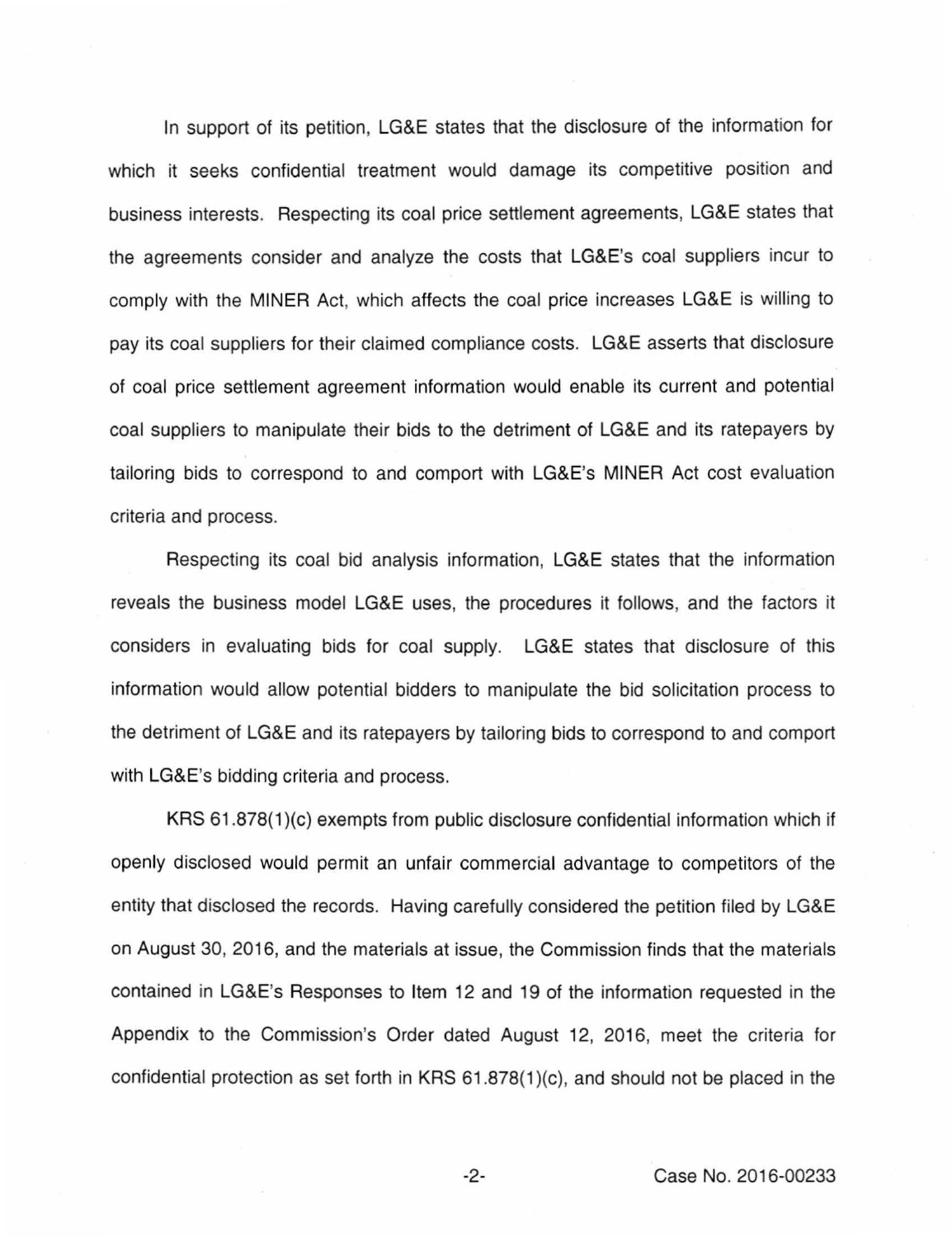In support of its petition, LG&E states that the disclosure of the information for which it seeks confidential treatment would damage its competitive position and business interests. Respecting its coal price settlement agreements, LG&E states that the agreements consider and analyze the costs that LG&E's coal suppliers incur to comply with the MINER Act, which affects the coal price increases LG&E is willing to pay its coal suppliers for their claimed compliance costs. LG&E asserts that disclosure of coal price settlement agreement information would enable its current and potential coal suppliers to manipulate their bids to the detriment of LG&E and its ratepayers by tailoring bids to correspond to and comport with LG&E's MINER Act cost evaluation criteria and process.

Respecting its coal bid analysis information, LG&E states that the information reveals the business model LG&E uses, the procedures it follows, and the factors it considers in evaluating bids for coal supply. LG&E states that disclosure of this information would allow potential bidders to manipulate the bid solicitation process to the detriment of LG&E and its ratepayers by tailoring bids to correspond to and comport with LG&E's bidding criteria and process.

KRS 61.878(1)(c) exempts from public disclosure confidential information which if openly disclosed would permit an unfair commercial advantage to competitors of the entity that disclosed the records. Having carefully considered the petition filed by LG&E on August 30, 2016, and the materials at issue, the Commission finds that the materials contained in LG&E's Responses to Item 12 and 19 of the information requested in the Appendix to the Commission's Order dated August 12, 2016, meet the criteria for confidential protection as set forth in KRS 61.878(1)(c), and should not be placed in the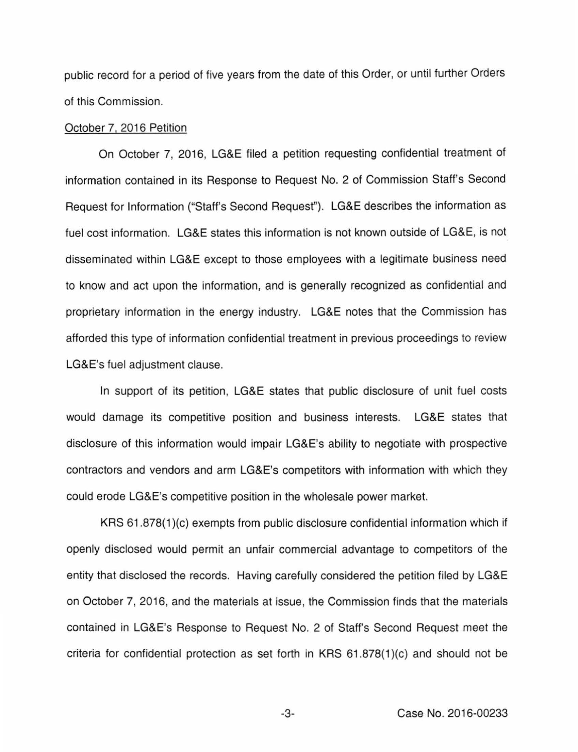public record for a period of five years from the date of this Order, or until further Orders of this Commission.

October 7, 2016 Petition

On October 7, 2016, LG&E filed a petition requesting confidential treatment of information contained in its Response to Request No. 2 of Commission Staff's Second Request for Information ("Staff's Second Request"). LG&E describes the information as fuel cost information. LG&E states this information is not known outside of LG&E, is not disseminated within LG&E except to those employees with a legitimate business need to know and act upon the information, and is generally recognized as confidential and proprietary information in the energy industry. LG&E notes that the Commission has afforded this type of information confidential treatment in previous proceedings to review LG&E's fuel adjustment clause.

In support of its petition, LG&E states that public disclosure of unit fuel costs would damage its competitive position and business interests. LG&E states that disclosure of this information would impair LG&E's ability to negotiate with prospective contractors and vendors and arm LG&E's competitors with information with which they could erode LG&E's competitive position in the wholesale power market.

KRS 61.878(1)(c) exempts from public disclosure confidential information which if openly disclosed would permit an unfair commercial advantage to competitors of the entity that disclosed the records. Having carefully considered the petition filed by LG&E on October 7, 2016, and the materials at issue, the Commission finds that the materials contained in LG&E's Response to Request No. 2 of Staff's Second Request meet the criteria for confidential protection as set forth in KRS 61.878(1)(c) and should not be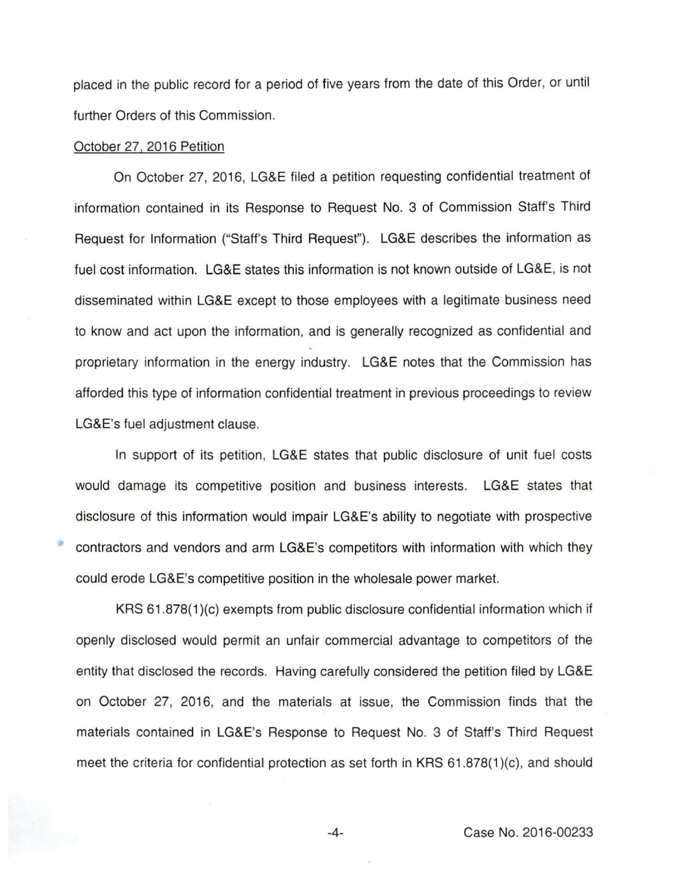placed in the public record for a period of five years from the date of this Order, or until further Orders of this Commission.

October 27, 2016 Petition

On October 27, 2016, LG&E filed a petition requesting confidential treatment of information contained in its Response to Request No. 3 of Commission Staff's Third Request for Information ("Staff's Third Request"). LG&E describes the information as fuel cost information. LG&E states this information is not known outside of LG&E, is not disseminated within LG&E except to those employees with a legitimate business need to know and act upon the information, and is generally recognized as confidential and proprietary information in the energy industry. LG&E notes that the Commission has afforded this type of information confidential treatment in previous proceedings to review LG&E's fuel adjustment clause.

In support of its petition, LG&E states that public disclosure of unit fuel costs would damage its competitive position and business interests. LG&E states that disclosure of this information would impair LG&E's ability to negotiate with prospective contractors and vendors and arm LG&E's competitors with information with which they could erode LG&E's competitive position in the wholesale power market.

KRS 61.878(1)(c) exempts from public disclosure confidential information which if openly disclosed would permit an unfair commercial advantage to competitors of the entity that disclosed the records. Having carefully considered the petition filed by LG&E on October 27, 2016, and the materials at issue, the Commission finds that the materials contained in LG&E's Response to Request No. 3 of Staff's Third Request meet the criteria for confidential protection as set forth in KRS 61.878(1)(c), and should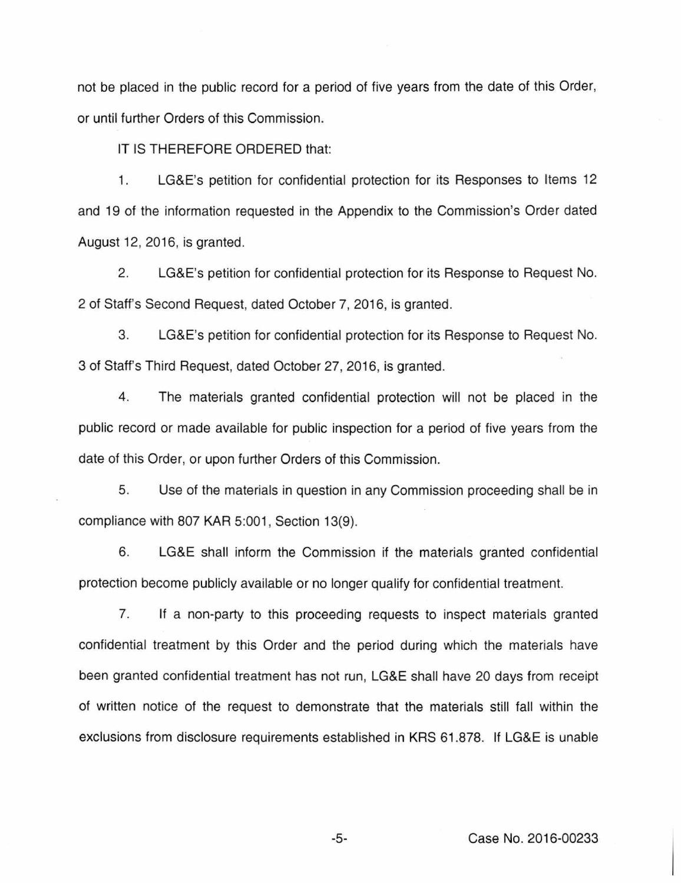not be placed in the public record for a period of five years from the date of this Order, or until further Orders of this Commission.

IT IS THEREFORE ORDERED that:

1. LG&E's petition for confidential protection for its Responses to Items 12 and 19 of the information requested in the Appendix to the Commission's Order dated August 12, 2016, is granted.

2. LG&E's petition for confidential protection for its Response to Request No. 2 of Staff's Second Request, dated October 7, 2016, is granted.

3. LG&E's petition for confidential protection for its Response to Request No. 3 of Staff's Third Request, dated October 27, 2016, is granted.

4. The materials granted confidential protection will not be placed in the public record or made available for public inspection for a period of five years from the date of this Order, or upon further Orders of this Commission.

5. Use of the materials in question in any Commission proceeding shall be in compliance with 807 KAR 5:001, Section 13(9).

6. LG&E shall inform the Commission if the materials granted confidential protection become publicly available or no longer qualify for confidential treatment.

7. If a non-party to this proceeding requests to inspect materials granted confidential treatment by this Order and the period during which the materials have been granted confidential treatment has not run, LG&E shall have 20 days from receipt of written notice of the request to demonstrate that the materials still fall within the exclusions from disclosure requirements established in KRS 61.878. If LG&E is unable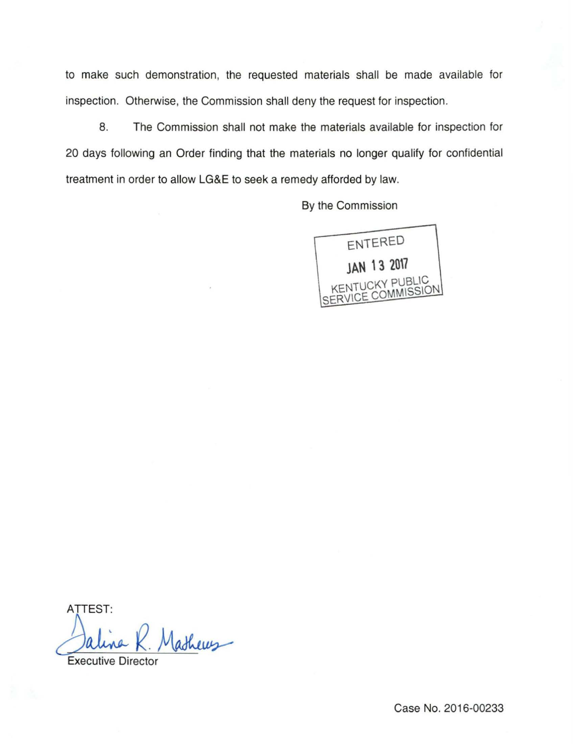to make such demonstration, the requested materials shall be made available for inspection. Otherwise, the Commission shall deny the request for inspection.

8. The Commission shall not make the materials available for inspection for 20 days following an Order finding that the materials no longer qualify for confidential treatment in order to allow LG&E to seek a remedy afforded by law.

By the Commission

ENTERED
JAN 13 2017
KENTUCKY PUBLIC SERVICE COMMISSION

ATTEST:

Talina R. Mathews

Executive Director

Case No. 2016-00233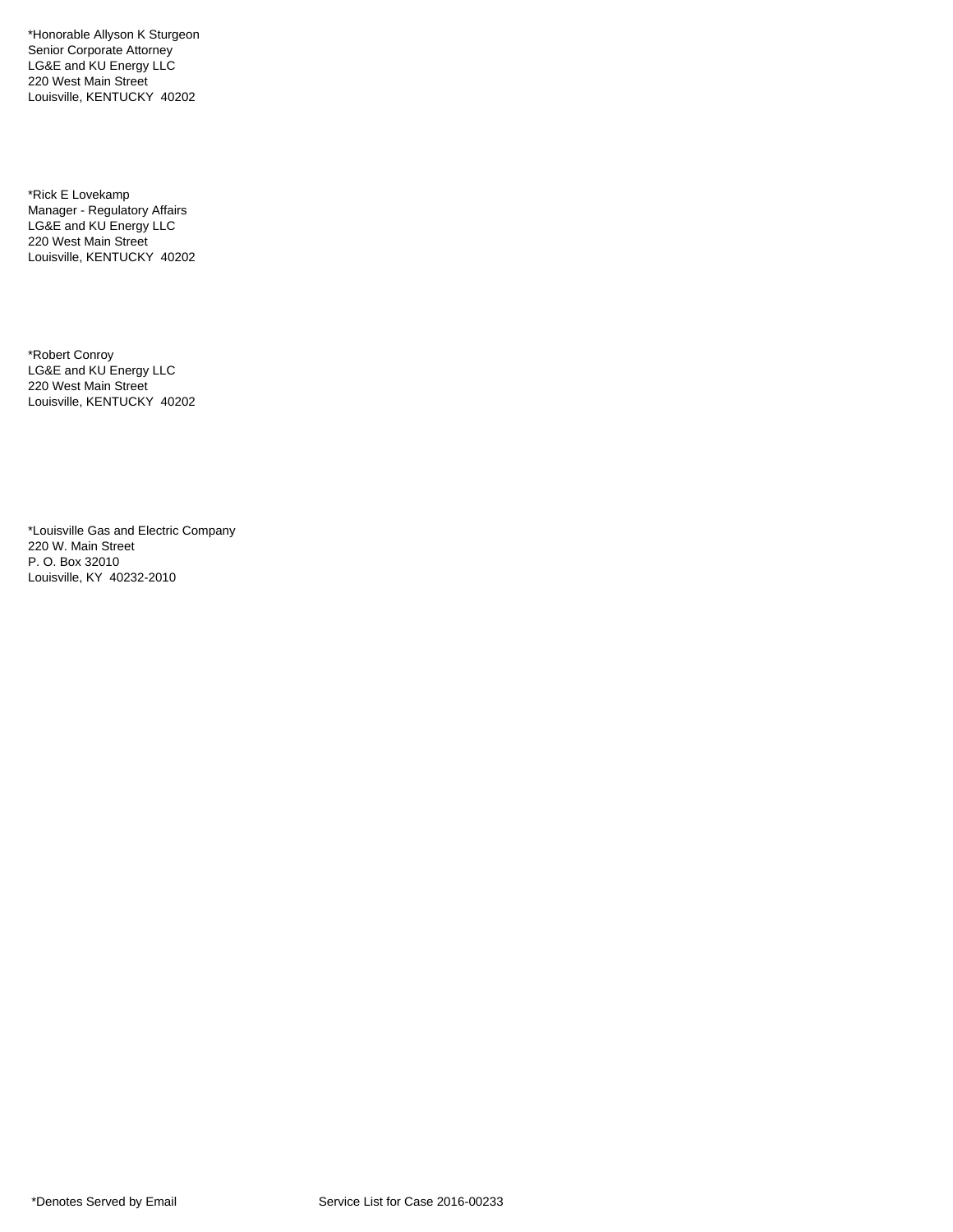*Honorable Allyson K Sturgeon
Senior Corporate Attorney
LG&E and KU Energy LLC
220 West Main Street
Louisville, KENTUCKY  40202

*Rick E Lovekamp
Manager - Regulatory Affairs
LG&E and KU Energy LLC
220 West Main Street
Louisville, KENTUCKY  40202

*Robert Conroy
LG&E and KU Energy LLC
220 West Main Street
Louisville, KENTUCKY  40202

*Louisville Gas and Electric Company
220 W. Main Street
P. O. Box 32010
Louisville, KY  40232-2010

*Denotes Served by Email

Service List for Case 2016-00233